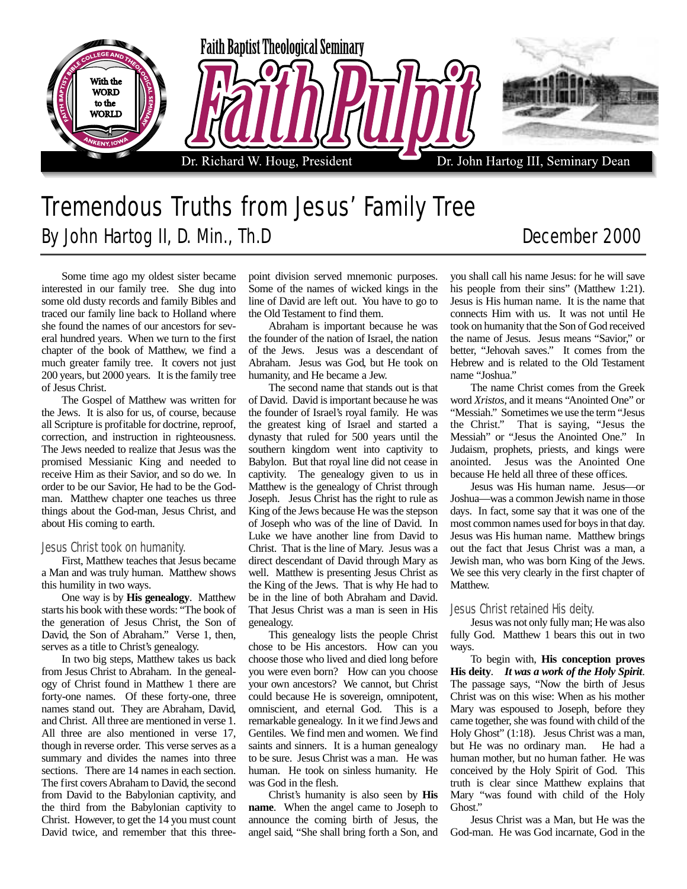Faith Baptist Theological Seminary

# Faith Pulpit

Dr. Richard W. Houg, President — Dr. John Hartog III, Seminary Dean

# Tremendous Truths from Jesus' Family Tree

By John Hartog II, D. Min., Th.D

December 2000

Some time ago my oldest sister became interested in our family tree. She dug into some old dusty records and family Bibles and traced our family line back to Holland where she found the names of our ancestors for several hundred years. When we turn to the first chapter of the book of Matthew, we find a much greater family tree. It covers not just 200 years, but 2000 years. It is the family tree of Jesus Christ.

The Gospel of Matthew was written for the Jews. It is also for us, of course, because all Scripture is profitable for doctrine, reproof, correction, and instruction in righteousness. The Jews needed to realize that Jesus was the promised Messianic King and needed to receive Him as their Savior, and so do we. In order to be our Savior, He had to be the God-man. Matthew chapter one teaches us three things about the God-man, Jesus Christ, and about His coming to earth.

## Jesus Christ took on humanity.

First, Matthew teaches that Jesus became a Man and was truly human. Matthew shows this humility in two ways.

One way is by **His genealogy**. Matthew starts his book with these words: "The book of the generation of Jesus Christ, the Son of David, the Son of Abraham." Verse 1, then, serves as a title to Christ's genealogy.

In two big steps, Matthew takes us back from Jesus Christ to Abraham. In the genealogy of Christ found in Matthew 1 there are forty-one names. Of these forty-one, three names stand out. They are Abraham, David, and Christ. All three are mentioned in verse 1. All three are also mentioned in verse 17, though in reverse order. This verse serves as a summary and divides the names into three sections. There are 14 names in each section. The first covers Abraham to David, the second from David to the Babylonian captivity, and the third from the Babylonian captivity to Christ. However, to get the 14 you must count David twice, and remember that this three-point division served mnemonic purposes. Some of the names of wicked kings in the line of David are left out. You have to go to the Old Testament to find them.

Abraham is important because he was the founder of the nation of Israel, the nation of the Jews. Jesus was a descendant of Abraham. Jesus was God, but He took on humanity, and He became a Jew.

The second name that stands out is that of David. David is important because he was the founder of Israel's royal family. He was the greatest king of Israel and started a dynasty that ruled for 500 years until the southern kingdom went into captivity to Babylon. But that royal line did not cease in captivity. The genealogy given to us in Matthew is the genealogy of Christ through Joseph. Jesus Christ has the right to rule as King of the Jews because He was the stepson of Joseph who was of the line of David. In Luke we have another line from David to Christ. That is the line of Mary. Jesus was a direct descendant of David through Mary as well. Matthew is presenting Jesus Christ as the King of the Jews. That is why He had to be in the line of both Abraham and David. That Jesus Christ was a man is seen in His genealogy.

This genealogy lists the people Christ chose to be His ancestors. How can you choose those who lived and died long before you were even born? How can you choose your own ancestors? We cannot, but Christ could because He is sovereign, omnipotent, omniscient, and eternal God. This is a remarkable genealogy. In it we find Jews and Gentiles. We find men and women. We find saints and sinners. It is a human genealogy to be sure. Jesus Christ was a man. He was human. He took on sinless humanity. He was God in the flesh.

Christ's humanity is also seen by **His name**. When the angel came to Joseph to announce the coming birth of Jesus, the angel said, "She shall bring forth a Son, and you shall call his name Jesus: for he will save his people from their sins" (Matthew 1:21). Jesus is His human name. It is the name that connects Him with us. It was not until He took on humanity that the Son of God received the name of Jesus. Jesus means "Savior," or better, "Jehovah saves." It comes from the Hebrew and is related to the Old Testament name "Joshua."

The name Christ comes from the Greek word *Xristos*, and it means "Anointed One" or "Messiah." Sometimes we use the term "Jesus the Christ." That is saying, "Jesus the Messiah" or "Jesus the Anointed One." In Judaism, prophets, priests, and kings were anointed. Jesus was the Anointed One because He held all three of these offices.

Jesus was His human name. Jesus—or Joshua—was a common Jewish name in those days. In fact, some say that it was one of the most common names used for boys in that day. Jesus was His human name. Matthew brings out the fact that Jesus Christ was a man, a Jewish man, who was born King of the Jews. We see this very clearly in the first chapter of Matthew.

## Jesus Christ retained His deity.

Jesus was not only fully man; He was also fully God. Matthew 1 bears this out in two ways.

To begin with, **His conception proves His deity**. ***It was a work of the Holy Spirit***. The passage says, "Now the birth of Jesus Christ was on this wise: When as his mother Mary was espoused to Joseph, before they came together, she was found with child of the Holy Ghost" (1:18). Jesus Christ was a man, but He was no ordinary man. He had a human mother, but no human father. He was conceived by the Holy Spirit of God. This truth is clear since Matthew explains that Mary "was found with child of the Holy Ghost."

Jesus Christ was a Man, but He was the God-man. He was God incarnate, God in the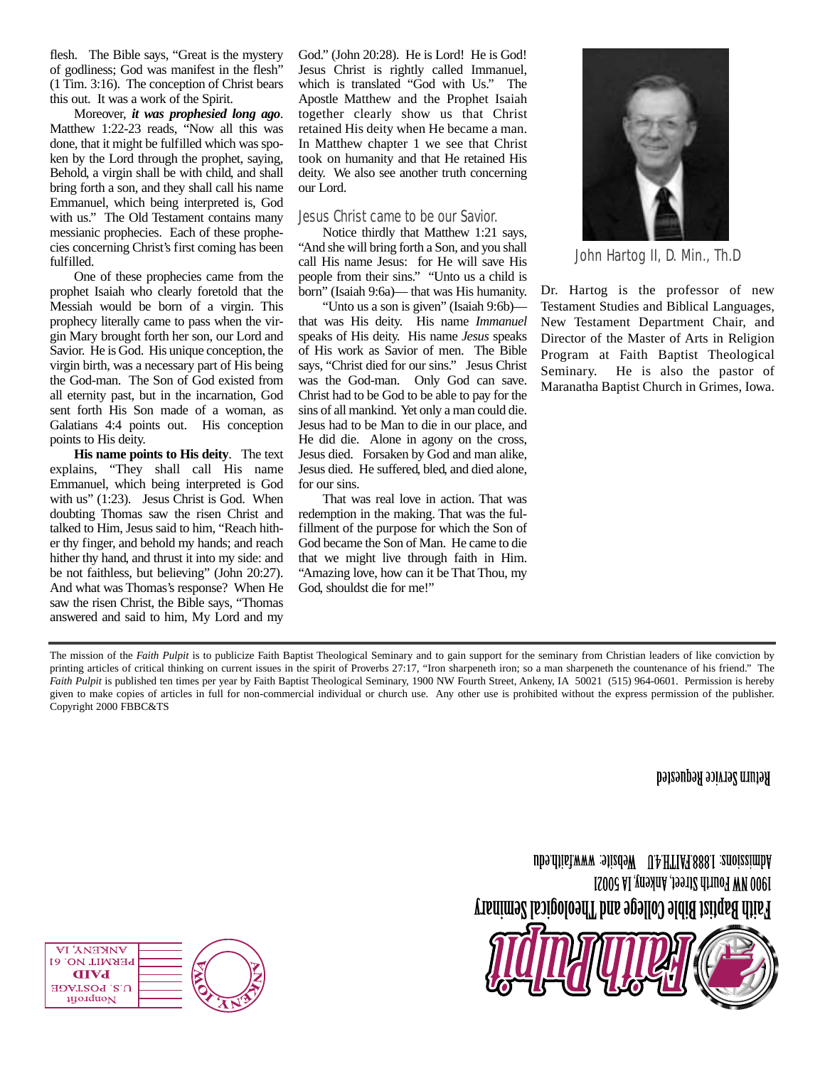flesh. The Bible says, "Great is the mystery of godliness; God was manifest in the flesh" (1 Tim. 3:16). The conception of Christ bears this out. It was a work of the Spirit.

Moreover, ***it was prophesied long ago***. Matthew 1:22-23 reads, "Now all this was done, that it might be fulfilled which was spoken by the Lord through the prophet, saying, Behold, a virgin shall be with child, and shall bring forth a son, and they shall call his name Emmanuel, which being interpreted is, God with us." The Old Testament contains many messianic prophecies. Each of these prophecies concerning Christ's first coming has been fulfilled.

One of these prophecies came from the prophet Isaiah who clearly foretold that the Messiah would be born of a virgin. This prophecy literally came to pass when the virgin Mary brought forth her son, our Lord and Savior. He is God. His unique conception, the virgin birth, was a necessary part of His being the God-man. The Son of God existed from all eternity past, but in the incarnation, God sent forth His Son made of a woman, as Galatians 4:4 points out. His conception points to His deity.

**His name points to His deity**. The text explains, "They shall call His name Emmanuel, which being interpreted is God with us" (1:23). Jesus Christ is God. When doubting Thomas saw the risen Christ and talked to Him, Jesus said to him, "Reach hither thy finger, and behold my hands; and reach hither thy hand, and thrust it into my side: and be not faithless, but believing" (John 20:27). And what was Thomas's response? When He saw the risen Christ, the Bible says, "Thomas answered and said to him, My Lord and my God." (John 20:28). He is Lord! He is God! Jesus Christ is rightly called Immanuel, which is translated "God with Us." The Apostle Matthew and the Prophet Isaiah together clearly show us that Christ retained His deity when He became a man. In Matthew chapter 1 we see that Christ took on humanity and that He retained His deity. We also see another truth concerning our Lord.

### Jesus Christ came to be our Savior.

Notice thirdly that Matthew 1:21 says, "And she will bring forth a Son, and you shall call His name Jesus: for He will save His people from their sins." "Unto us a child is born" (Isaiah 9:6a)— that was His humanity.

"Unto us a son is given" (Isaiah 9:6b)— that was His deity. His name *Immanuel* speaks of His deity. His name *Jesus* speaks of His work as Savior of men. The Bible says, "Christ died for our sins." Jesus Christ was the God-man. Only God can save. Christ had to be God to be able to pay for the sins of all mankind. Yet only a man could die. Jesus had to be Man to die in our place, and He did die. Alone in agony on the cross, Jesus died. Forsaken by God and man alike, Jesus died. He suffered, bled, and died alone, for our sins.

That was real love in action. That was redemption in the making. That was the fulfillment of the purpose for which the Son of God became the Son of Man. He came to die that we might live through faith in Him. "Amazing love, how can it be That Thou, my God, shouldst die for me!"

John Hartog II, D. Min., Th.D

Dr. Hartog is the professor of new Testament Studies and Biblical Languages, New Testament Department Chair, and Director of the Master of Arts in Religion Program at Faith Baptist Theological Seminary. He is also the pastor of Maranatha Baptist Church in Grimes, Iowa.

---

The mission of the *Faith Pulpit* is to publicize Faith Baptist Theological Seminary and to gain support for the seminary from Christian leaders of like conviction by printing articles of critical thinking on current issues in the spirit of Proverbs 27:17, "Iron sharpeneth iron; so a man sharpeneth the countenance of his friend." The *Faith Pulpit* is published ten times per year by Faith Baptist Theological Seminary, 1900 NW Fourth Street, Ankeny, IA 50021 (515) 964-0601. Permission is hereby given to make copies of articles in full for non-commercial individual or church use. Any other use is prohibited without the express permission of the publisher. Copyright 2000 FBBC&TS

Return Service Requested

Faith Pulpit

Faith Baptist Bible College and Theological Seminary
1900 NW Fourth Street, Ankeny, IA 50021
Admissions: 1.888.FAITH.4.U Website: www.faith.edu

Nonprofit
U.S. POSTAGE
PAID
PERMIT NO. 61
ANKENY, IA